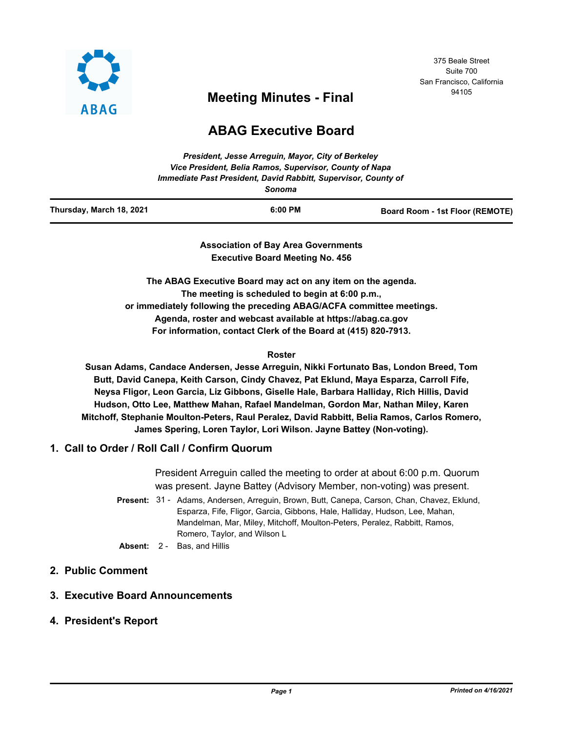375 Beale Street
Suite 700
San Francisco, California
94105

# Meeting Minutes - Final

# ABAG Executive Board

*President, Jesse Arreguin, Mayor, City of Berkeley*
*Vice President, Belia Ramos, Supervisor, County of Napa*
*Immediate Past President, David Rabbitt, Supervisor, County of Sonoma*

| Thursday, March 18, 2021 | 6:00 PM | Board Room - 1st Floor (REMOTE) |
|---|---|---|

**Association of Bay Area Governments**
**Executive Board Meeting No. 456**

**The ABAG Executive Board may act on any item on the agenda.**
**The meeting is scheduled to begin at 6:00 p.m.,**
**or immediately following the preceding ABAG/ACFA committee meetings.**
**Agenda, roster and webcast available at https://abag.ca.gov**
**For information, contact Clerk of the Board at (415) 820-7913.**

**Roster**

**Susan Adams, Candace Andersen, Jesse Arreguin, Nikki Fortunato Bas, London Breed, Tom Butt, David Canepa, Keith Carson, Cindy Chavez, Pat Eklund, Maya Esparza, Carroll Fife, Neysa Fligor, Leon Garcia, Liz Gibbons, Giselle Hale, Barbara Halliday, Rich Hillis, David Hudson, Otto Lee, Matthew Mahan, Rafael Mandelman, Gordon Mar, Nathan Miley, Karen Mitchoff, Stephanie Moulton-Peters, Raul Peralez, David Rabbitt, Belia Ramos, Carlos Romero, James Spering, Loren Taylor, Lori Wilson. Jayne Battey (Non-voting).**

## 1. Call to Order / Roll Call / Confirm Quorum

President Arreguin called the meeting to order at about 6:00 p.m. Quorum was present. Jayne Battey (Advisory Member, non-voting) was present.

**Present:** 31 - Adams, Andersen, Arreguin, Brown, Butt, Canepa, Carson, Chan, Chavez, Eklund, Esparza, Fife, Fligor, Garcia, Gibbons, Hale, Halliday, Hudson, Lee, Mahan, Mandelman, Mar, Miley, Mitchoff, Moulton-Peters, Peralez, Rabbitt, Ramos, Romero, Taylor, and Wilson L

**Absent:** 2 - Bas, and Hillis

## 2. Public Comment

## 3. Executive Board Announcements

## 4. President's Report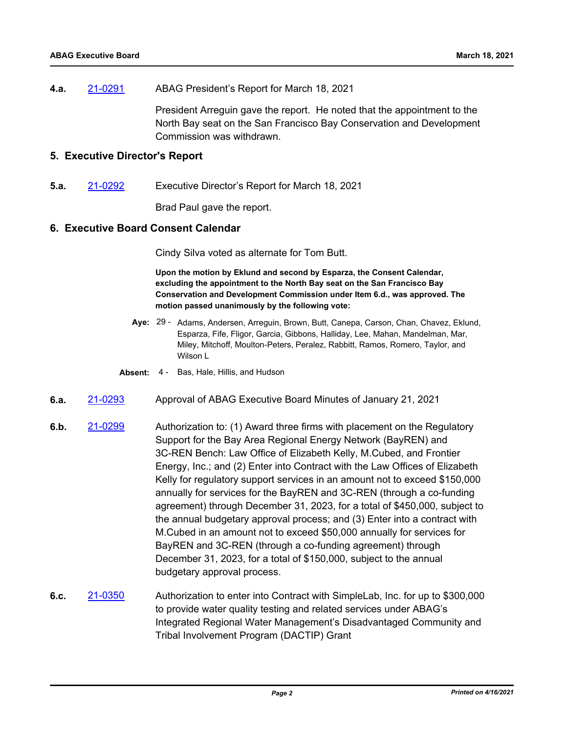**4.a.** [21-0291] ABAG President's Report for March 18, 2021

President Arreguin gave the report. He noted that the appointment to the North Bay seat on the San Francisco Bay Conservation and Development Commission was withdrawn.

## 5. Executive Director's Report

**5.a.** [21-0292] Executive Director's Report for March 18, 2021

Brad Paul gave the report.

## 6. Executive Board Consent Calendar

Cindy Silva voted as alternate for Tom Butt.

**Upon the motion by Eklund and second by Esparza, the Consent Calendar, excluding the appointment to the North Bay seat on the San Francisco Bay Conservation and Development Commission under Item 6.d., was approved. The motion passed unanimously by the following vote:**

**Aye:** 29 - Adams, Andersen, Arreguin, Brown, Butt, Canepa, Carson, Chan, Chavez, Eklund, Esparza, Fife, Fligor, Garcia, Gibbons, Halliday, Lee, Mahan, Mandelman, Mar, Miley, Mitchoff, Moulton-Peters, Peralez, Rabbitt, Ramos, Romero, Taylor, and Wilson L

**Absent:** 4 - Bas, Hale, Hillis, and Hudson

**6.a.** [21-0293] Approval of ABAG Executive Board Minutes of January 21, 2021

**6.b.** [21-0299] Authorization to: (1) Award three firms with placement on the Regulatory Support for the Bay Area Regional Energy Network (BayREN) and 3C-REN Bench: Law Office of Elizabeth Kelly, M.Cubed, and Frontier Energy, Inc.; and (2) Enter into Contract with the Law Offices of Elizabeth Kelly for regulatory support services in an amount not to exceed $150,000 annually for services for the BayREN and 3C-REN (through a co-funding agreement) through December 31, 2023, for a total of $450,000, subject to the annual budgetary approval process; and (3) Enter into a contract with M.Cubed in an amount not to exceed $50,000 annually for services for BayREN and 3C-REN (through a co-funding agreement) through December 31, 2023, for a total of $150,000, subject to the annual budgetary approval process.

**6.c.** [21-0350] Authorization to enter into Contract with SimpleLab, Inc. for up to $300,000 to provide water quality testing and related services under ABAG's Integrated Regional Water Management's Disadvantaged Community and Tribal Involvement Program (DACTIP) Grant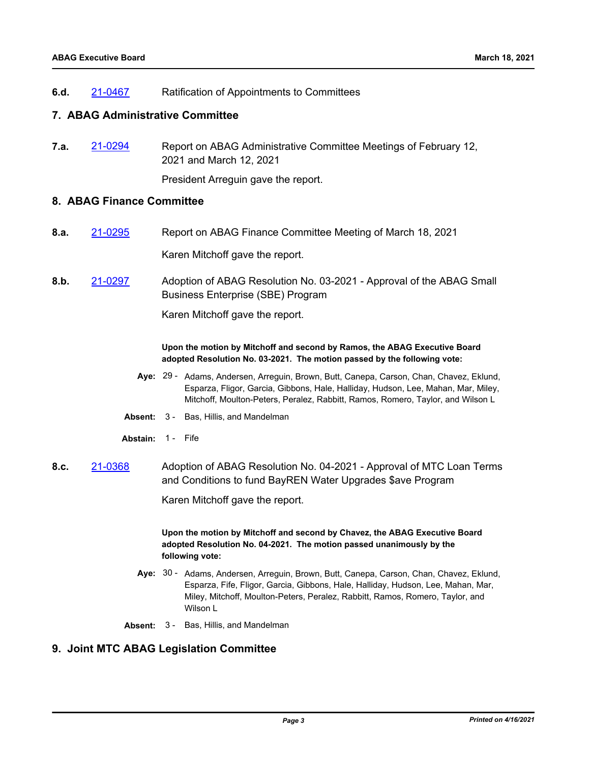**6.d.** [21-0467] Ratification of Appointments to Committees

## 7. ABAG Administrative Committee

**7.a.** [21-0294] Report on ABAG Administrative Committee Meetings of February 12, 2021 and March 12, 2021

President Arreguin gave the report.

## 8. ABAG Finance Committee

**8.a.** [21-0295] Report on ABAG Finance Committee Meeting of March 18, 2021

Karen Mitchoff gave the report.

**8.b.** [21-0297] Adoption of ABAG Resolution No. 03-2021 - Approval of the ABAG Small Business Enterprise (SBE) Program

Karen Mitchoff gave the report.

**Upon the motion by Mitchoff and second by Ramos, the ABAG Executive Board adopted Resolution No. 03-2021. The motion passed by the following vote:**

**Aye:** 29 - Adams, Andersen, Arreguin, Brown, Butt, Canepa, Carson, Chan, Chavez, Eklund, Esparza, Fligor, Garcia, Gibbons, Hale, Halliday, Hudson, Lee, Mahan, Mar, Miley, Mitchoff, Moulton-Peters, Peralez, Rabbitt, Ramos, Romero, Taylor, and Wilson L

**Absent:** 3 - Bas, Hillis, and Mandelman

**Abstain:** 1 - Fife

**8.c.** [21-0368] Adoption of ABAG Resolution No. 04-2021 - Approval of MTC Loan Terms and Conditions to fund BayREN Water Upgrades $ave Program

Karen Mitchoff gave the report.

**Upon the motion by Mitchoff and second by Chavez, the ABAG Executive Board adopted Resolution No. 04-2021. The motion passed unanimously by the following vote:**

**Aye:** 30 - Adams, Andersen, Arreguin, Brown, Butt, Canepa, Carson, Chan, Chavez, Eklund, Esparza, Fife, Fligor, Garcia, Gibbons, Hale, Halliday, Hudson, Lee, Mahan, Mar, Miley, Mitchoff, Moulton-Peters, Peralez, Rabbitt, Ramos, Romero, Taylor, and Wilson L

**Absent:** 3 - Bas, Hillis, and Mandelman

## 9. Joint MTC ABAG Legislation Committee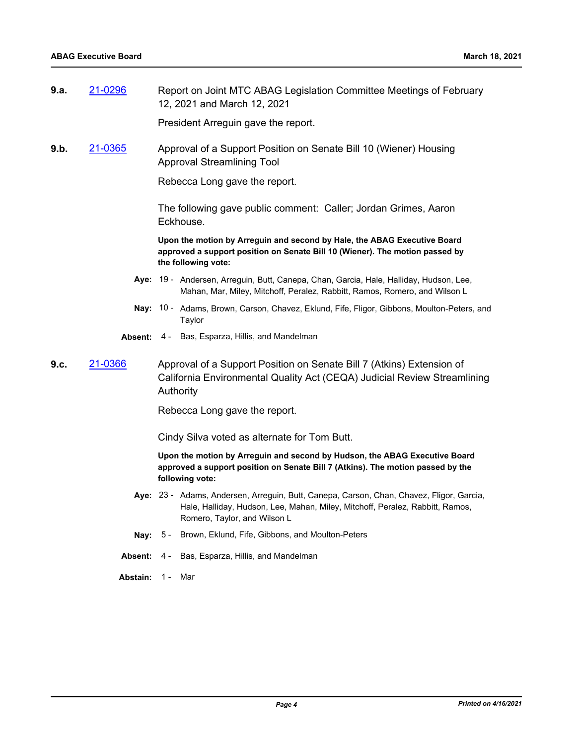**9.a.** 21-0296 Report on Joint MTC ABAG Legislation Committee Meetings of February 12, 2021 and March 12, 2021

President Arreguin gave the report.

**9.b.** 21-0365 Approval of a Support Position on Senate Bill 10 (Wiener) Housing Approval Streamlining Tool

Rebecca Long gave the report.

The following gave public comment: Caller; Jordan Grimes, Aaron Eckhouse.

**Upon the motion by Arreguin and second by Hale, the ABAG Executive Board approved a support position on Senate Bill 10 (Wiener). The motion passed by the following vote:**

**Aye:** 19 - Andersen, Arreguin, Butt, Canepa, Chan, Garcia, Hale, Halliday, Hudson, Lee, Mahan, Mar, Miley, Mitchoff, Peralez, Rabbitt, Ramos, Romero, and Wilson L

**Nay:** 10 - Adams, Brown, Carson, Chavez, Eklund, Fife, Fligor, Gibbons, Moulton-Peters, and Taylor

**Absent:** 4 - Bas, Esparza, Hillis, and Mandelman

**9.c.** 21-0366 Approval of a Support Position on Senate Bill 7 (Atkins) Extension of California Environmental Quality Act (CEQA) Judicial Review Streamlining Authority

Rebecca Long gave the report.

Cindy Silva voted as alternate for Tom Butt.

**Upon the motion by Arreguin and second by Hudson, the ABAG Executive Board approved a support position on Senate Bill 7 (Atkins). The motion passed by the following vote:**

**Aye:** 23 - Adams, Andersen, Arreguin, Butt, Canepa, Carson, Chan, Chavez, Fligor, Garcia, Hale, Halliday, Hudson, Lee, Mahan, Miley, Mitchoff, Peralez, Rabbitt, Ramos, Romero, Taylor, and Wilson L

**Nay:** 5 - Brown, Eklund, Fife, Gibbons, and Moulton-Peters

**Absent:** 4 - Bas, Esparza, Hillis, and Mandelman

**Abstain:** 1 - Mar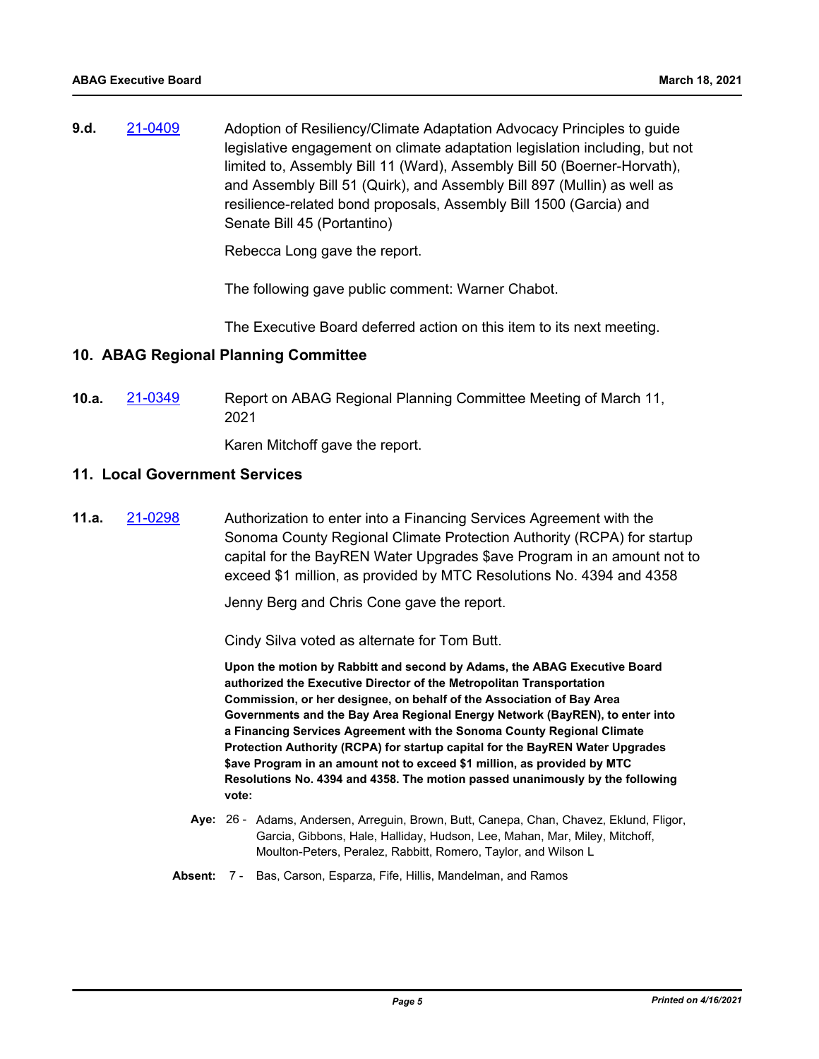**9.d.** [21-0409](21-0409) Adoption of Resiliency/Climate Adaptation Advocacy Principles to guide legislative engagement on climate adaptation legislation including, but not limited to, Assembly Bill 11 (Ward), Assembly Bill 50 (Boerner-Horvath), and Assembly Bill 51 (Quirk), and Assembly Bill 897 (Mullin) as well as resilience-related bond proposals, Assembly Bill 1500 (Garcia) and Senate Bill 45 (Portantino)

Rebecca Long gave the report.

The following gave public comment: Warner Chabot.

The Executive Board deferred action on this item to its next meeting.

## 10. ABAG Regional Planning Committee

**10.a.** [21-0349](21-0349) Report on ABAG Regional Planning Committee Meeting of March 11, 2021

Karen Mitchoff gave the report.

## 11. Local Government Services

**11.a.** [21-0298](21-0298) Authorization to enter into a Financing Services Agreement with the Sonoma County Regional Climate Protection Authority (RCPA) for startup capital for the BayREN Water Upgrades $ave Program in an amount not to exceed $1 million, as provided by MTC Resolutions No. 4394 and 4358

Jenny Berg and Chris Cone gave the report.

Cindy Silva voted as alternate for Tom Butt.

**Upon the motion by Rabbitt and second by Adams, the ABAG Executive Board authorized the Executive Director of the Metropolitan Transportation Commission, or her designee, on behalf of the Association of Bay Area Governments and the Bay Area Regional Energy Network (BayREN), to enter into a Financing Services Agreement with the Sonoma County Regional Climate Protection Authority (RCPA) for startup capital for the BayREN Water Upgrades $ave Program in an amount not to exceed $1 million, as provided by MTC Resolutions No. 4394 and 4358. The motion passed unanimously by the following vote:**

**Aye:** 26 - Adams, Andersen, Arreguin, Brown, Butt, Canepa, Chan, Chavez, Eklund, Fligor, Garcia, Gibbons, Hale, Halliday, Hudson, Lee, Mahan, Mar, Miley, Mitchoff, Moulton-Peters, Peralez, Rabbitt, Romero, Taylor, and Wilson L

**Absent:** 7 - Bas, Carson, Esparza, Fife, Hillis, Mandelman, and Ramos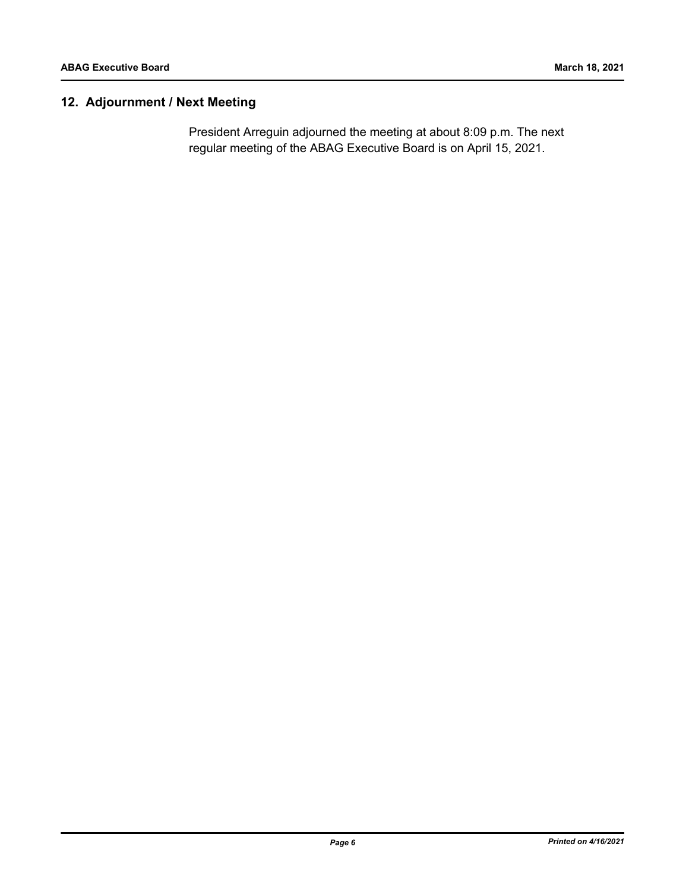## 12. Adjournment / Next Meeting

President Arreguin adjourned the meeting at about 8:09 p.m. The next regular meeting of the ABAG Executive Board is on April 15, 2021.